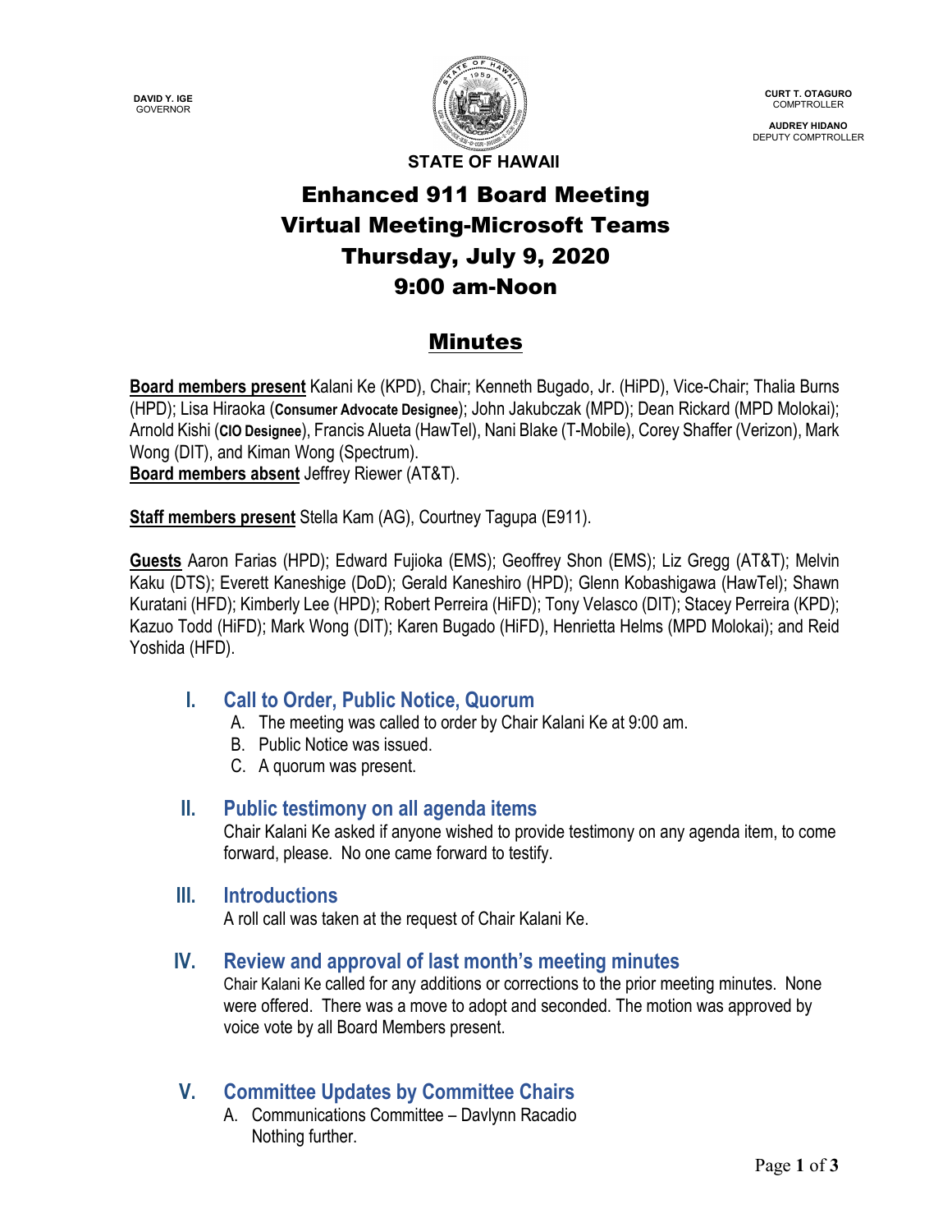DAVID Y. IGE
GOVERNOR

CURT T. OTAGURO
COMPTROLLER

AUDREY HIDANO
DEPUTY COMPTROLLER

STATE OF HAWAII

# Enhanced 911 Board Meeting
# Virtual Meeting-Microsoft Teams
# Thursday, July 9, 2020
# 9:00 am-Noon

## Minutes

**Board members present** Kalani Ke (KPD), Chair; Kenneth Bugado, Jr. (HiPD), Vice-Chair; Thalia Burns (HPD); Lisa Hiraoka (**Consumer Advocate Designee**); John Jakubczak (MPD); Dean Rickard (MPD Molokai); Arnold Kishi (**CIO Designee**), Francis Alueta (HawTel), Nani Blake (T-Mobile), Corey Shaffer (Verizon), Mark Wong (DIT), and Kiman Wong (Spectrum).
**Board members absent** Jeffrey Riewer (AT&T).

**Staff members present** Stella Kam (AG), Courtney Tagupa (E911).

**Guests** Aaron Farias (HPD); Edward Fujioka (EMS); Geoffrey Shon (EMS); Liz Gregg (AT&T); Melvin Kaku (DTS); Everett Kaneshige (DoD); Gerald Kaneshiro (HPD); Glenn Kobashigawa (HawTel); Shawn Kuratani (HFD); Kimberly Lee (HPD); Robert Perreira (HiFD); Tony Velasco (DIT); Stacey Perreira (KPD); Kazuo Todd (HiFD); Mark Wong (DIT); Karen Bugado (HiFD), Henrietta Helms (MPD Molokai); and Reid Yoshida (HFD).

### I. Call to Order, Public Notice, Quorum

A. The meeting was called to order by Chair Kalani Ke at 9:00 am.
B. Public Notice was issued.
C. A quorum was present.

### II. Public testimony on all agenda items

Chair Kalani Ke asked if anyone wished to provide testimony on any agenda item, to come forward, please. No one came forward to testify.

### III. Introductions

A roll call was taken at the request of Chair Kalani Ke.

### IV. Review and approval of last month's meeting minutes

Chair Kalani Ke called for any additions or corrections to the prior meeting minutes. None were offered. There was a move to adopt and seconded. The motion was approved by voice vote by all Board Members present.

### V. Committee Updates by Committee Chairs

A. Communications Committee – Davlynn Racadio
Nothing further.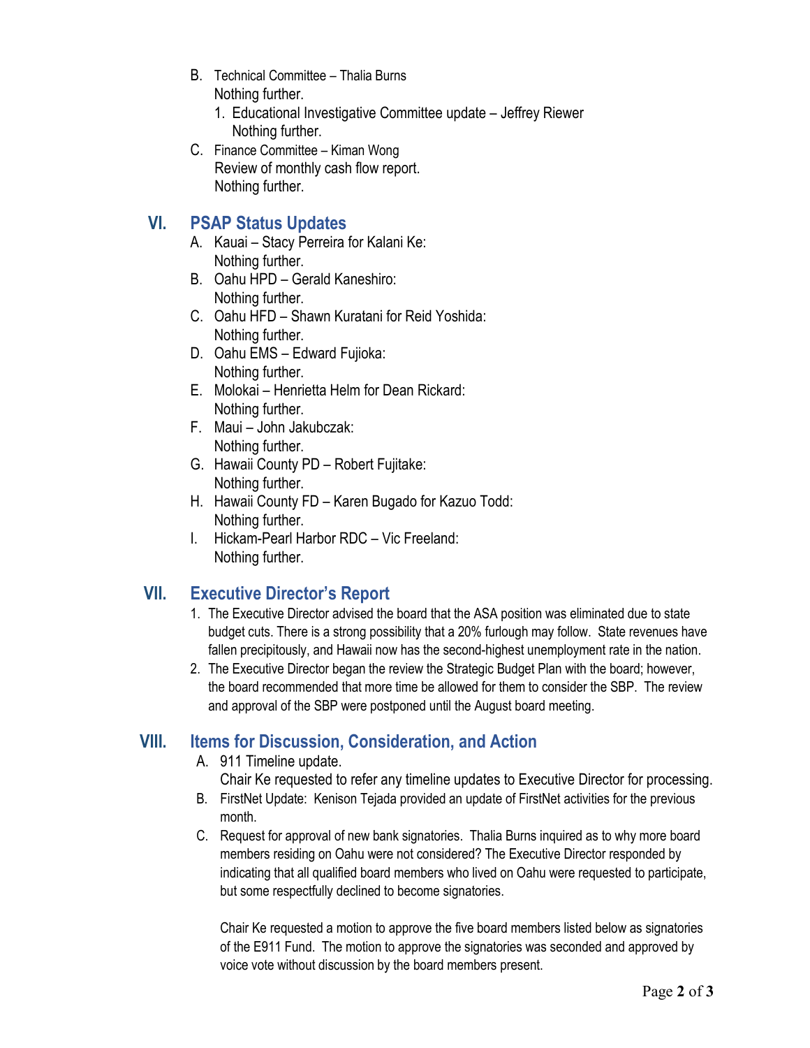B. Technical Committee – Thalia Burns
   Nothing further.
   1. Educational Investigative Committee update – Jeffrey Riewer
      Nothing further.

C. Finance Committee – Kiman Wong
   Review of monthly cash flow report.
   Nothing further.

## VI. PSAP Status Updates

A. Kauai – Stacy Perreira for Kalani Ke:
   Nothing further.

B. Oahu HPD – Gerald Kaneshiro:
   Nothing further.

C. Oahu HFD – Shawn Kuratani for Reid Yoshida:
   Nothing further.

D. Oahu EMS – Edward Fujioka:
   Nothing further.

E. Molokai – Henrietta Helm for Dean Rickard:
   Nothing further.

F. Maui – John Jakubczak:
   Nothing further.

G. Hawaii County PD – Robert Fujitake:
   Nothing further.

H. Hawaii County FD – Karen Bugado for Kazuo Todd:
   Nothing further.

I. Hickam-Pearl Harbor RDC – Vic Freeland:
   Nothing further.

## VII. Executive Director's Report

1. The Executive Director advised the board that the ASA position was eliminated due to state budget cuts. There is a strong possibility that a 20% furlough may follow. State revenues have fallen precipitously, and Hawaii now has the second-highest unemployment rate in the nation.
2. The Executive Director began the review the Strategic Budget Plan with the board; however, the board recommended that more time be allowed for them to consider the SBP. The review and approval of the SBP were postponed until the August board meeting.

## VIII. Items for Discussion, Consideration, and Action

A. 911 Timeline update.
   Chair Ke requested to refer any timeline updates to Executive Director for processing.

B. FirstNet Update: Kenison Tejada provided an update of FirstNet activities for the previous month.

C. Request for approval of new bank signatories. Thalia Burns inquired as to why more board members residing on Oahu were not considered? The Executive Director responded by indicating that all qualified board members who lived on Oahu were requested to participate, but some respectfully declined to become signatories.

   Chair Ke requested a motion to approve the five board members listed below as signatories of the E911 Fund. The motion to approve the signatories was seconded and approved by voice vote without discussion by the board members present.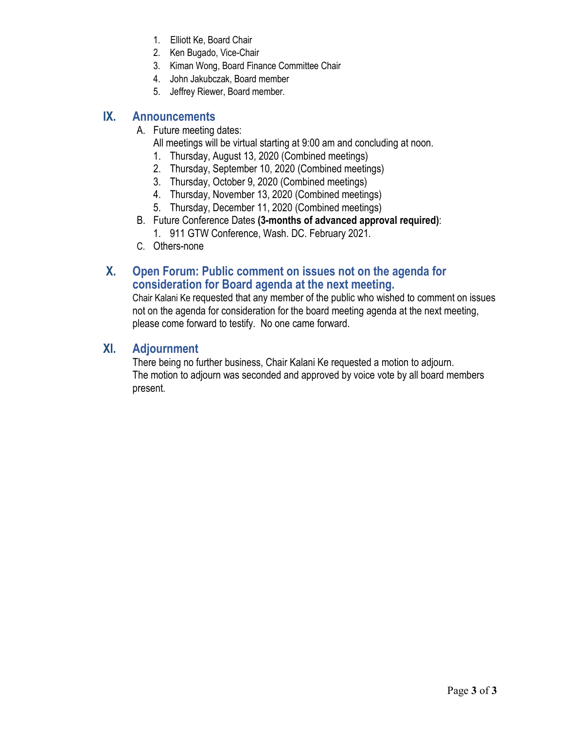1. Elliott Ke, Board Chair
2. Ken Bugado, Vice-Chair
3. Kiman Wong, Board Finance Committee Chair
4. John Jakubczak, Board member
5. Jeffrey Riewer, Board member.

## IX. Announcements

A. Future meeting dates:
   All meetings will be virtual starting at 9:00 am and concluding at noon.
   1. Thursday, August 13, 2020 (Combined meetings)
   2. Thursday, September 10, 2020 (Combined meetings)
   3. Thursday, October 9, 2020 (Combined meetings)
   4. Thursday, November 13, 2020 (Combined meetings)
   5. Thursday, December 11, 2020 (Combined meetings)

B. Future Conference Dates **(3-months of advanced approval required)**:
   1. 911 GTW Conference, Wash. DC. February 2021.

C. Others-none

## X. Open Forum: Public comment on issues not on the agenda for consideration for Board agenda at the next meeting.

Chair Kalani Ke requested that any member of the public who wished to comment on issues not on the agenda for consideration for the board meeting agenda at the next meeting, please come forward to testify. No one came forward.

## XI. Adjournment

There being no further business, Chair Kalani Ke requested a motion to adjourn. The motion to adjourn was seconded and approved by voice vote by all board members present.